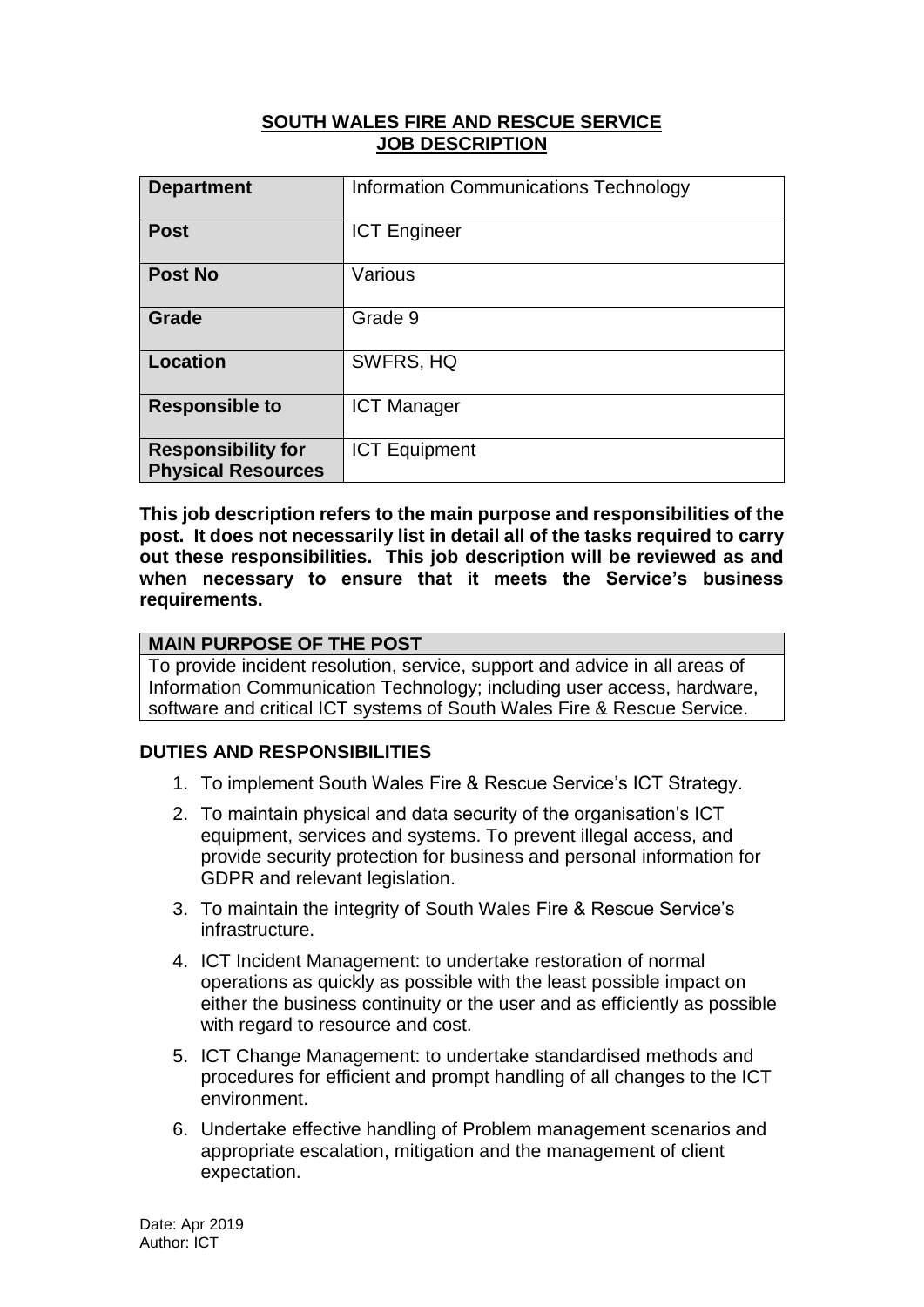# SOUTH WALES FIRE AND RESCUE SERVICE
# JOB DESCRIPTION

| **Department** | Information Communications Technology |
|---|---|
| **Post** | ICT Engineer |
| **Post No** | Various |
| **Grade** | Grade 9 |
| **Location** | SWFRS, HQ |
| **Responsible to** | ICT Manager |
| **Responsibility for Physical Resources** | ICT Equipment |

**This job description refers to the main purpose and responsibilities of the post. It does not necessarily list in detail all of the tasks required to carry out these responsibilities. This job description will be reviewed as and when necessary to ensure that it meets the Service's business requirements.**

| **MAIN PURPOSE OF THE POST** |
|---|
| To provide incident resolution, service, support and advice in all areas of Information Communication Technology; including user access, hardware, software and critical ICT systems of South Wales Fire & Rescue Service. |

**DUTIES AND RESPONSIBILITIES**

1. To implement South Wales Fire & Rescue Service's ICT Strategy.
2. To maintain physical and data security of the organisation's ICT equipment, services and systems. To prevent illegal access, and provide security protection for business and personal information for GDPR and relevant legislation.
3. To maintain the integrity of South Wales Fire & Rescue Service's infrastructure.
4. ICT Incident Management: to undertake restoration of normal operations as quickly as possible with the least possible impact on either the business continuity or the user and as efficiently as possible with regard to resource and cost.
5. ICT Change Management: to undertake standardised methods and procedures for efficient and prompt handling of all changes to the ICT environment.
6. Undertake effective handling of Problem management scenarios and appropriate escalation, mitigation and the management of client expectation.

Date: Apr 2019
Author: ICT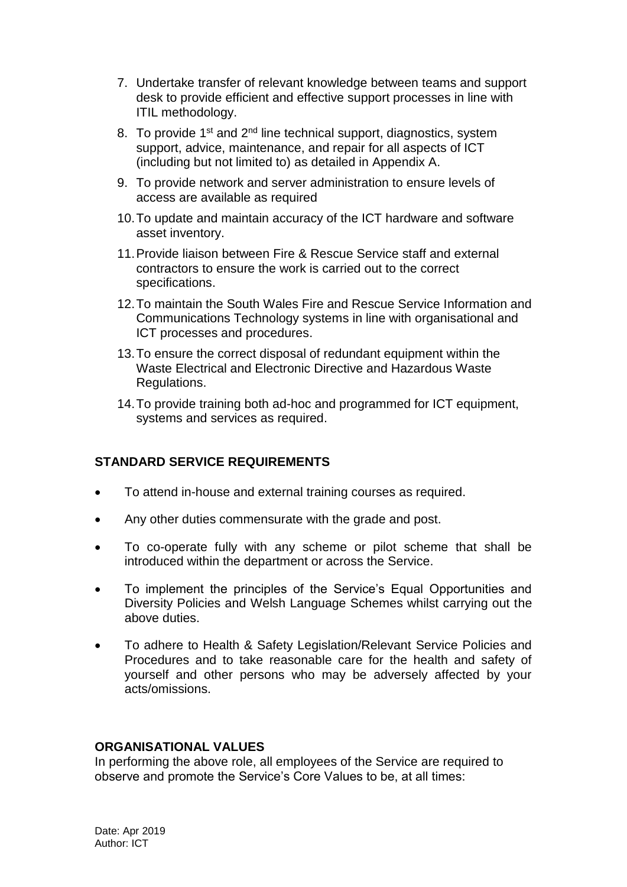7. Undertake transfer of relevant knowledge between teams and support desk to provide efficient and effective support processes in line with ITIL methodology.
8. To provide 1st and 2nd line technical support, diagnostics, system support, advice, maintenance, and repair for all aspects of ICT (including but not limited to) as detailed in Appendix A.
9. To provide network and server administration to ensure levels of access are available as required
10. To update and maintain accuracy of the ICT hardware and software asset inventory.
11. Provide liaison between Fire & Rescue Service staff and external contractors to ensure the work is carried out to the correct specifications.
12. To maintain the South Wales Fire and Rescue Service Information and Communications Technology systems in line with organisational and ICT processes and procedures.
13. To ensure the correct disposal of redundant equipment within the Waste Electrical and Electronic Directive and Hazardous Waste Regulations.
14. To provide training both ad-hoc and programmed for ICT equipment, systems and services as required.

**STANDARD SERVICE REQUIREMENTS**

- To attend in-house and external training courses as required.
- Any other duties commensurate with the grade and post.
- To co-operate fully with any scheme or pilot scheme that shall be introduced within the department or across the Service.
- To implement the principles of the Service's Equal Opportunities and Diversity Policies and Welsh Language Schemes whilst carrying out the above duties.
- To adhere to Health & Safety Legislation/Relevant Service Policies and Procedures and to take reasonable care for the health and safety of yourself and other persons who may be adversely affected by your acts/omissions.

**ORGANISATIONAL VALUES**

In performing the above role, all employees of the Service are required to observe and promote the Service's Core Values to be, at all times:

Date: Apr 2019
Author: ICT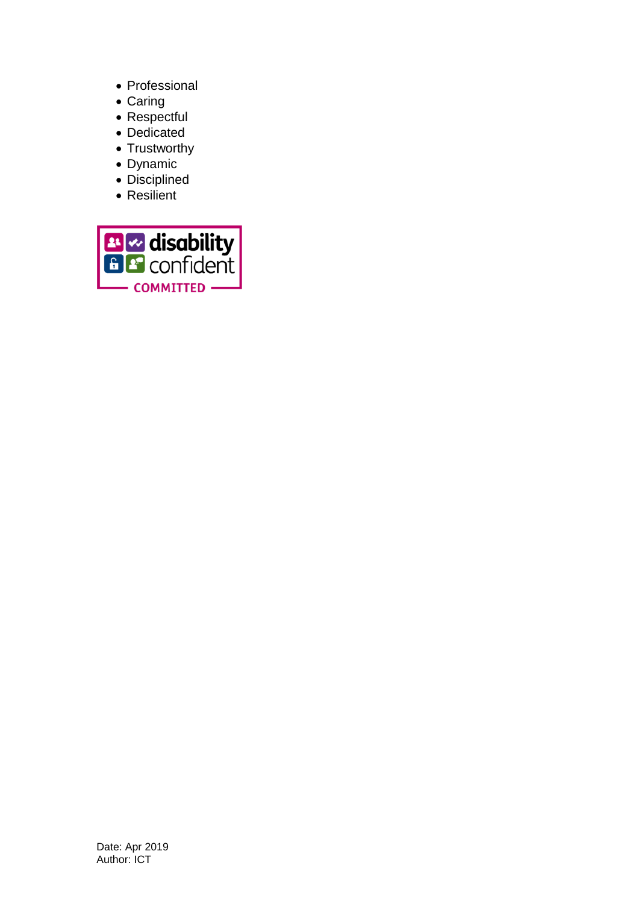- Professional
- Caring
- Respectful
- Dedicated
- Trustworthy
- Dynamic
- Disciplined
- Resilient

disability confident COMMITTED

Date: Apr 2019
Author: ICT